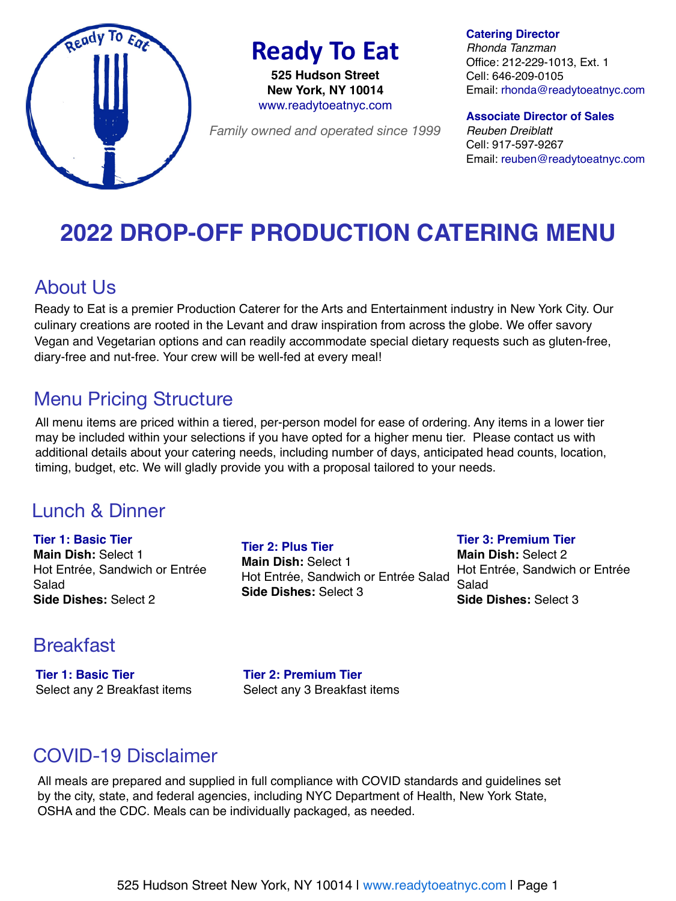# Ready To Eat

**525 Hudson Street**
**New York, NY 10014**
www.readytoeatnyc.com

*Family owned and operated since 1999*

**Catering Director**
*Rhonda Tanzman*
Office: 212-229-1013, Ext. 1
Cell: 646-209-0105
Email: rhonda@readytoeatnyc.com

**Associate Director of Sales**
*Reuben Dreiblatt*
Cell: 917-597-9267
Email: reuben@readytoeatnyc.com

# 2022 DROP-OFF PRODUCTION CATERING MENU

## About Us

Ready to Eat is a premier Production Caterer for the Arts and Entertainment industry in New York City. Our culinary creations are rooted in the Levant and draw inspiration from across the globe. We offer savory Vegan and Vegetarian options and can readily accommodate special dietary requests such as gluten-free, diary-free and nut-free. Your crew will be well-fed at every meal!

## Menu Pricing Structure

All menu items are priced within a tiered, per-person model for ease of ordering. Any items in a lower tier may be included within your selections if you have opted for a higher menu tier. Please contact us with additional details about your catering needs, including number of days, anticipated head counts, location, timing, budget, etc. We will gladly provide you with a proposal tailored to your needs.

## Lunch & Dinner

### Tier 1: Basic Tier
**Main Dish:** Select 1
Hot Entrée, Sandwich or Entrée Salad
**Side Dishes:** Select 2

### Tier 2: Plus Tier
**Main Dish:** Select 1
Hot Entrée, Sandwich or Entrée Salad
**Side Dishes:** Select 3

### Tier 3: Premium Tier
**Main Dish:** Select 2
Hot Entrée, Sandwich or Entrée Salad
**Side Dishes:** Select 3

## Breakfast

### Tier 1: Basic Tier
Select any 2 Breakfast items

### Tier 2: Premium Tier
Select any 3 Breakfast items

## COVID-19 Disclaimer

All meals are prepared and supplied in full compliance with COVID standards and guidelines set by the city, state, and federal agencies, including NYC Department of Health, New York State, OSHA and the CDC. Meals can be individually packaged, as needed.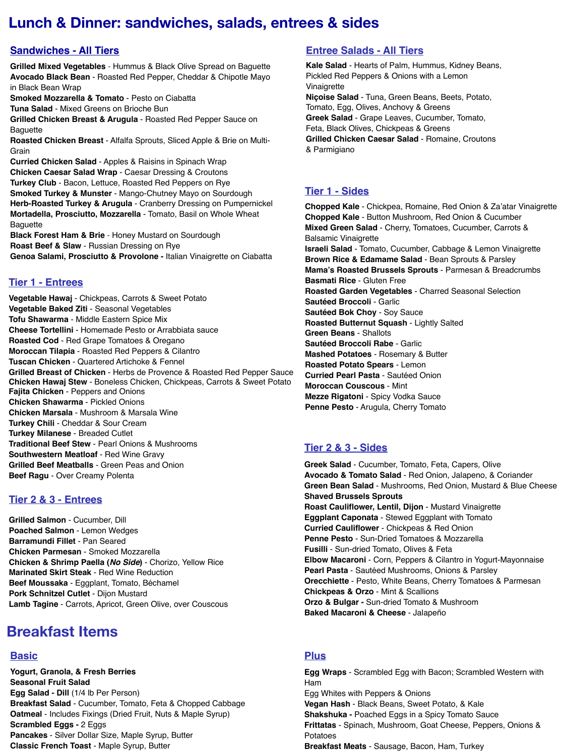# Lunch & Dinner: sandwiches, salads, entrees & sides

## Sandwiches - All Tiers

**Grilled Mixed Vegetables** - Hummus & Black Olive Spread on Baguette
**Avocado Black Bean** - Roasted Red Pepper, Cheddar & Chipotle Mayo in Black Bean Wrap
**Smoked Mozzarella & Tomato** - Pesto on Ciabatta
**Tuna Salad** - Mixed Greens on Brioche Bun
**Grilled Chicken Breast & Arugula** - Roasted Red Pepper Sauce on Baguette
**Roasted Chicken Breast** - Alfalfa Sprouts, Sliced Apple & Brie on Multi-Grain
**Curried Chicken Salad** - Apples & Raisins in Spinach Wrap
**Chicken Caesar Salad Wrap** - Caesar Dressing & Croutons
**Turkey Club** - Bacon, Lettuce, Roasted Red Peppers on Rye
**Smoked Turkey & Munster** - Mango-Chutney Mayo on Sourdough
**Herb-Roasted Turkey & Arugula** - Cranberry Dressing on Pumpernickel
**Mortadella, Prosciutto, Mozzarella** - Tomato, Basil on Whole Wheat Baguette
**Black Forest Ham & Brie** - Honey Mustard on Sourdough
**Roast Beef & Slaw** - Russian Dressing on Rye
**Genoa Salami, Prosciutto & Provolone -** Italian Vinaigrette on Ciabatta

## Tier 1 - Entrees

**Vegetable Hawaj** - Chickpeas, Carrots & Sweet Potato
**Vegetable Baked Ziti** - Seasonal Vegetables
**Tofu Shawarma** - Middle Eastern Spice Mix
**Cheese Tortellini** - Homemade Pesto or Arrabbiata sauce
**Roasted Cod** - Red Grape Tomatoes & Oregano
**Moroccan Tilapia** - Roasted Red Peppers & Cilantro
**Tuscan Chicken** - Quartered Artichoke & Fennel
**Grilled Breast of Chicken** - Herbs de Provence & Roasted Red Pepper Sauce
**Chicken Hawaj Stew** - Boneless Chicken, Chickpeas, Carrots & Sweet Potato
**Fajita Chicken** - Peppers and Onions
**Chicken Shawarma** - Pickled Onions
**Chicken Marsala** - Mushroom & Marsala Wine
**Turkey Chili** - Cheddar & Sour Cream
**Turkey Milanese** - Breaded Cutlet
**Traditional Beef Stew** - Pearl Onions & Mushrooms
**Southwestern Meatloaf** - Red Wine Gravy
**Grilled Beef Meatballs** - Green Peas and Onion
**Beef Ragu** - Over Creamy Polenta

## Tier 2 & 3 - Entrees

**Grilled Salmon** - Cucumber, Dill
**Poached Salmon** - Lemon Wedges
**Barramundi Fillet** - Pan Seared
**Chicken Parmesan** - Smoked Mozzarella
**Chicken & Shrimp Paella (*No Side*)** - Chorizo, Yellow Rice
**Marinated Skirt Steak** - Red Wine Reduction
**Beef Moussaka** - Eggplant, Tomato, Béchamel
**Pork Schnitzel Cutlet** - Dijon Mustard
**Lamb Tagine** - Carrots, Apricot, Green Olive, over Couscous

## Entree Salads - All Tiers

**Kale Salad** - Hearts of Palm, Hummus, Kidney Beans, Pickled Red Peppers & Onions with a Lemon Vinaigrette
**Niçoise Salad** - Tuna, Green Beans, Beets, Potato, Tomato, Egg, Olives, Anchovy & Greens
**Greek Salad** - Grape Leaves, Cucumber, Tomato, Feta, Black Olives, Chickpeas & Greens
**Grilled Chicken Caesar Salad** - Romaine, Croutons & Parmigiano

## Tier 1 - Sides

**Chopped Kale** - Chickpea, Romaine, Red Onion & Za'atar Vinaigrette
**Chopped Kale** - Button Mushroom, Red Onion & Cucumber
**Mixed Green Salad** - Cherry, Tomatoes, Cucumber, Carrots & Balsamic Vinaigrette
**Israeli Salad** - Tomato, Cucumber, Cabbage & Lemon Vinaigrette
**Brown Rice & Edamame Salad** - Bean Sprouts & Parsley
**Mama's Roasted Brussels Sprouts** - Parmesan & Breadcrumbs
**Basmati Rice** - Gluten Free
**Roasted Garden Vegetables** - Charred Seasonal Selection
**Sautéed Broccoli** - Garlic
**Sautéed Bok Choy** - Soy Sauce
**Roasted Butternut Squash** - Lightly Salted
**Green Beans** - Shallots
**Sautéed Broccoli Rabe** - Garlic
**Mashed Potatoes** - Rosemary & Butter
**Roasted Potato Spears** - Lemon
**Curried Pearl Pasta** - Sautéed Onion
**Moroccan Couscous** - Mint
**Mezze Rigatoni** - Spicy Vodka Sauce
**Penne Pesto** - Arugula, Cherry Tomato

## Tier 2 & 3 - Sides

**Greek Salad** - Cucumber, Tomato, Feta, Capers, Olive
**Avocado & Tomato Salad** - Red Onion, Jalapeno, & Coriander
**Green Bean Salad** - Mushrooms, Red Onion, Mustard & Blue Cheese
**Shaved Brussels Sprouts**
**Roast Cauliflower, Lentil, Dijon** - Mustard Vinaigrette
**Eggplant Caponata** - Stewed Eggplant with Tomato
**Curried Cauliflower** - Chickpeas & Red Onion
**Penne Pesto** - Sun-Dried Tomatoes & Mozzarella
**Fusilli** - Sun-dried Tomato, Olives & Feta
**Elbow Macaroni** - Corn, Peppers & Cilantro in Yogurt-Mayonnaise
**Pearl Pasta** - Sautéed Mushrooms, Onions & Parsley
**Orecchiette** - Pesto, White Beans, Cherry Tomatoes & Parmesan
**Chickpeas & Orzo** - Mint & Scallions
**Orzo & Bulgar -** Sun-dried Tomato & Mushroom
**Baked Macaroni & Cheese** - Jalapeño

# Breakfast Items

## Basic

**Yogurt, Granola, & Fresh Berries**
**Seasonal Fruit Salad**
**Egg Salad - Dill** (1/4 lb Per Person)
**Breakfast Salad** - Cucumber, Tomato, Feta & Chopped Cabbage
**Oatmeal** - Includes Fixings (Dried Fruit, Nuts & Maple Syrup)
**Scrambled Eggs -** 2 Eggs
**Pancakes** - Silver Dollar Size, Maple Syrup, Butter
**Classic French Toast** - Maple Syrup, Butter

## Plus

**Egg Wraps** - Scrambled Egg with Bacon; Scrambled Western with Ham
Egg Whites with Peppers & Onions
**Vegan Hash** - Black Beans, Sweet Potato, & Kale
**Shakshuka -** Poached Eggs in a Spicy Tomato Sauce
**Frittatas** - Spinach, Mushroom, Goat Cheese, Peppers, Onions & Potatoes
**Breakfast Meats** - Sausage, Bacon, Ham, Turkey